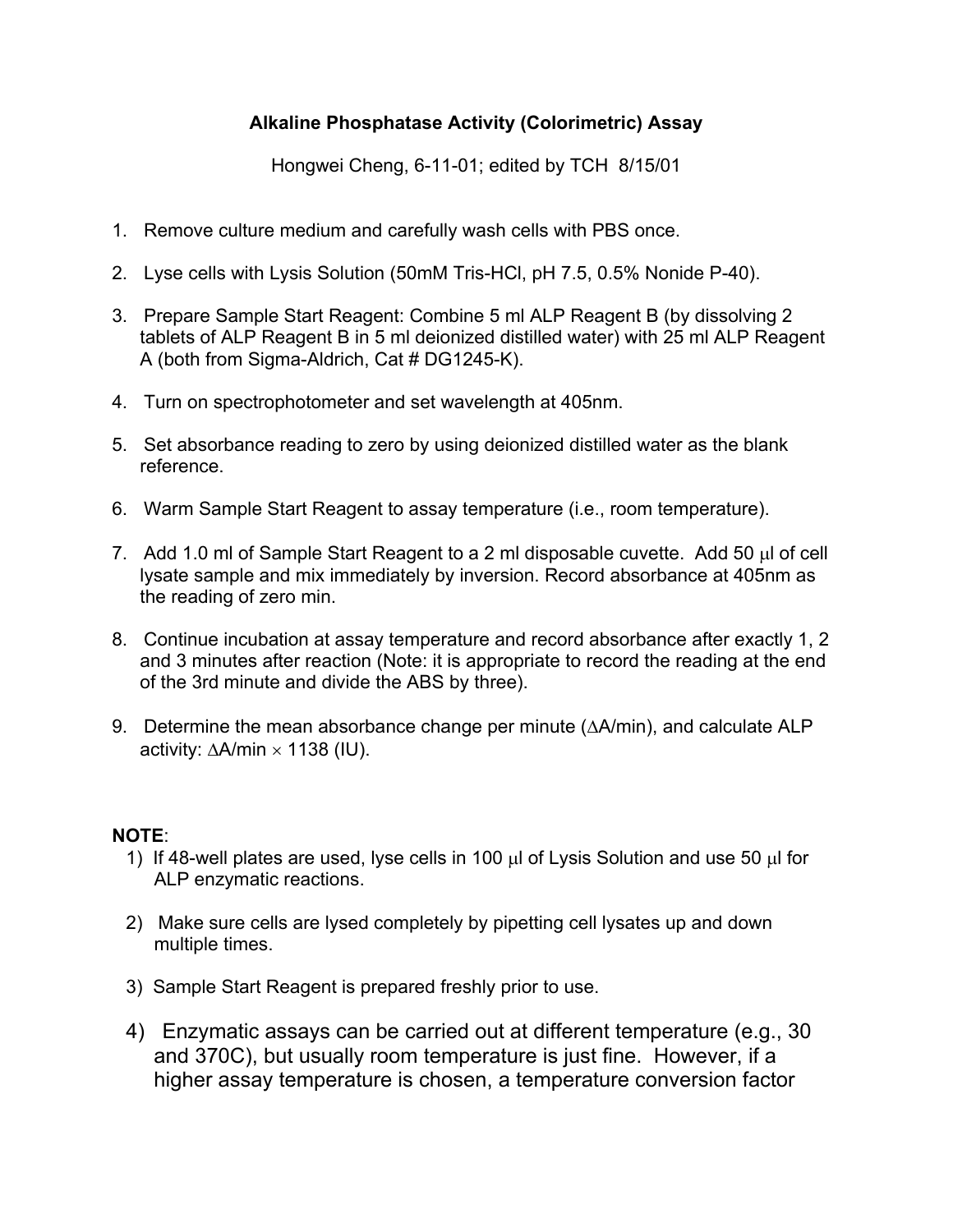# Alkaline Phosphatase Activity (Colorimetric) Assay

Hongwei Cheng, 6-11-01; edited by TCH 8/15/01

1. Remove culture medium and carefully wash cells with PBS once.
2. Lyse cells with Lysis Solution (50mM Tris-HCl, pH 7.5, 0.5% Nonide P-40).
3. Prepare Sample Start Reagent: Combine 5 ml ALP Reagent B (by dissolving 2 tablets of ALP Reagent B in 5 ml deionized distilled water) with 25 ml ALP Reagent A (both from Sigma-Aldrich, Cat # DG1245-K).
4. Turn on spectrophotometer and set wavelength at 405nm.
5. Set absorbance reading to zero by using deionized distilled water as the blank reference.
6. Warm Sample Start Reagent to assay temperature (i.e., room temperature).
7. Add 1.0 ml of Sample Start Reagent to a 2 ml disposable cuvette. Add 50 μl of cell lysate sample and mix immediately by inversion. Record absorbance at 405nm as the reading of zero min.
8. Continue incubation at assay temperature and record absorbance after exactly 1, 2 and 3 minutes after reaction (Note: it is appropriate to record the reading at the end of the 3rd minute and divide the ABS by three).
9. Determine the mean absorbance change per minute ($\Delta$A/min), and calculate ALP activity: $\Delta$A/min $\times$ 1138 (IU).

**NOTE**:

1) If 48-well plates are used, lyse cells in 100 μl of Lysis Solution and use 50 μl for ALP enzymatic reactions.
2) Make sure cells are lysed completely by pipetting cell lysates up and down multiple times.
3) Sample Start Reagent is prepared freshly prior to use.
4) Enzymatic assays can be carried out at different temperature (e.g., 30 and 370C), but usually room temperature is just fine. However, if a higher assay temperature is chosen, a temperature conversion factor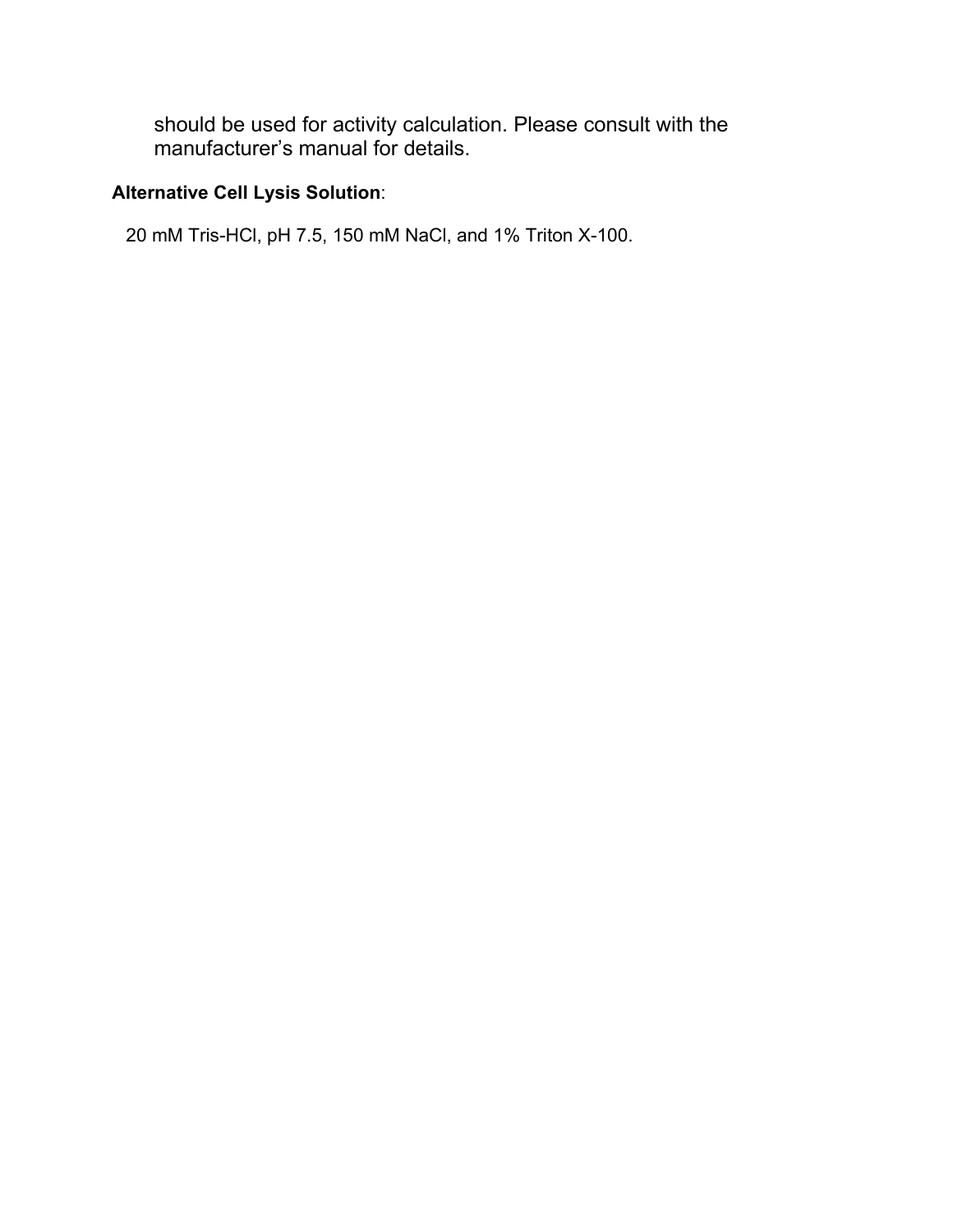should be used for activity calculation. Please consult with the manufacturer's manual for details.

**Alternative Cell Lysis Solution**:

20 mM Tris-HCl, pH 7.5, 150 mM NaCl, and 1% Triton X-100.